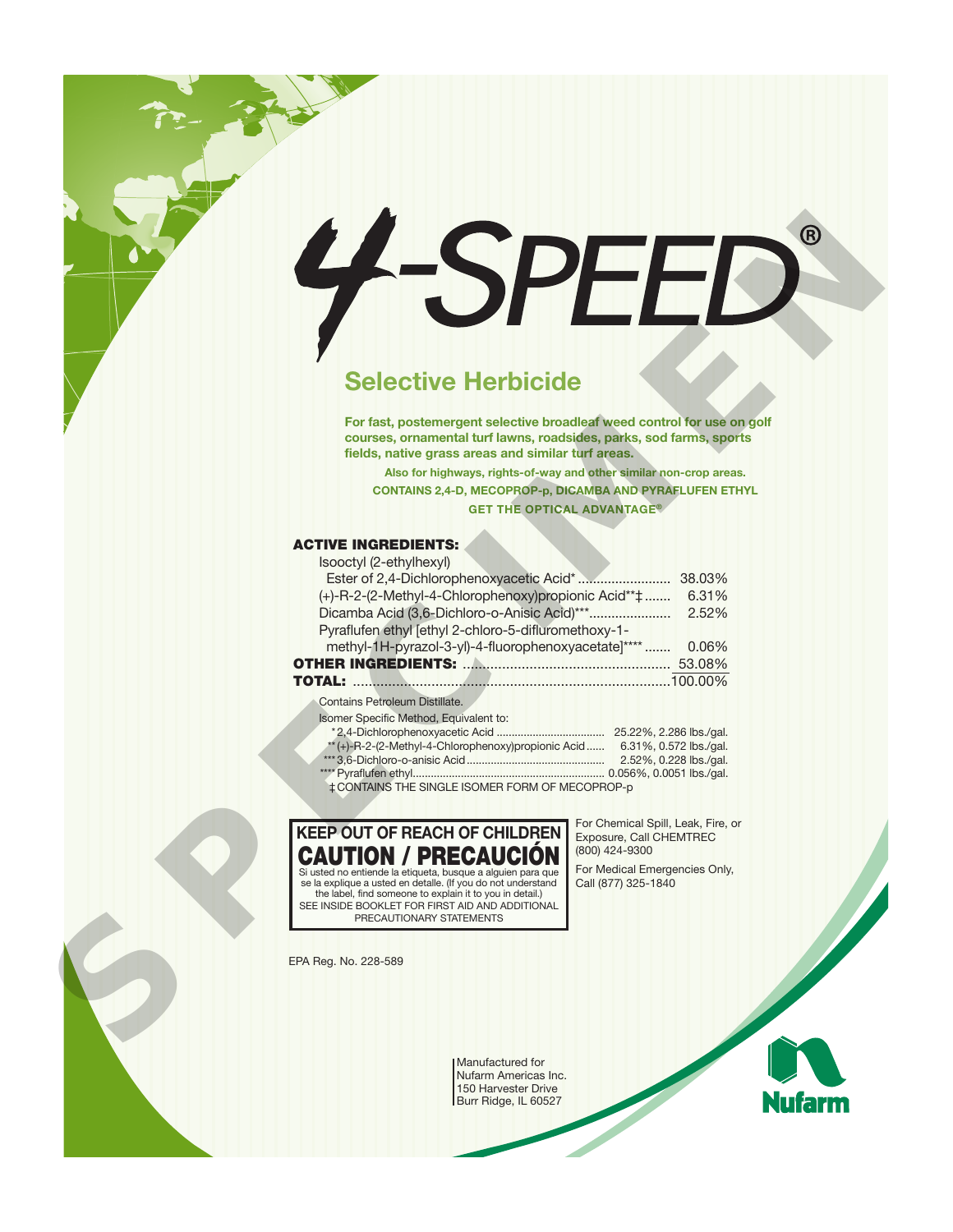# 4-SPEED®

## Selective Herbicide

**For fast, postemergent selective broadleaf weed control for use on golf courses, ornamental turf lawns, roadsides, parks, sod farms, sports fields, native grass areas and similar turf areas.**

**Also for highways, rights-of-way and other similar non-crop areas.**

**CONTAINS 2,4-D, MECOPROP-p, DICAMBA AND PYRAFLUFEN ETHYL**

**GET THE OPTICAL ADVANTAGE®**

| **ACTIVE INGREDIENTS:** | |
|---|---|
| Isooctyl (2-ethylhexyl) Ester of 2,4-Dichlorophenoxyacetic Acid* | 38.03% |
| (+)-R-2-(2-Methyl-4-Chlorophenoxy)propionic Acid**‡ | 6.31% |
| Dicamba Acid (3,6-Dichloro-o-Anisic Acid)*** | 2.52% |
| Pyraflufen ethyl [ethyl 2-chloro-5-difluromethoxy-1-methyl-1H-pyrazol-3-yl)-4-fluorophenoxyacetate]**** | 0.06% |
| **OTHER INGREDIENTS:** | 53.08% |
| **TOTAL:** | 100.00% |

Contains Petroleum Distillate.

Isomer Specific Method, Equivalent to:

| | |
|---|---|
| *2,4-Dichlorophenoxyacetic Acid | 25.22%, 2.286 lbs./gal. |
| **(+)-R-2-(2-Methyl-4-Chlorophenoxy)propionic Acid | 6.31%, 0.572 lbs./gal. |
| ***3,6-Dichloro-o-anisic Acid | 2.52%, 0.228 lbs./gal. |
| ****Pyraflufen ethyl | 0.056%, 0.0051 lbs./gal. |

‡CONTAINS THE SINGLE ISOMER FORM OF MECOPROP-p

**KEEP OUT OF REACH OF CHILDREN**

**CAUTION / PRECAUCIÓN**

Si usted no entiende la etiqueta, busque a alguien para que se la explique a usted en detalle. (If you do not understand the label, find someone to explain it to you in detail.)

SEE INSIDE BOOKLET FOR FIRST AID AND ADDITIONAL PRECAUTIONARY STATEMENTS

For Chemical Spill, Leak, Fire, or Exposure, Call CHEMTREC (800) 424-9300

For Medical Emergencies Only, Call (877) 325-1840

EPA Reg. No. 228-589

Manufactured for
Nufarm Americas Inc.
150 Harvester Drive
Burr Ridge, IL 60527

Nufarm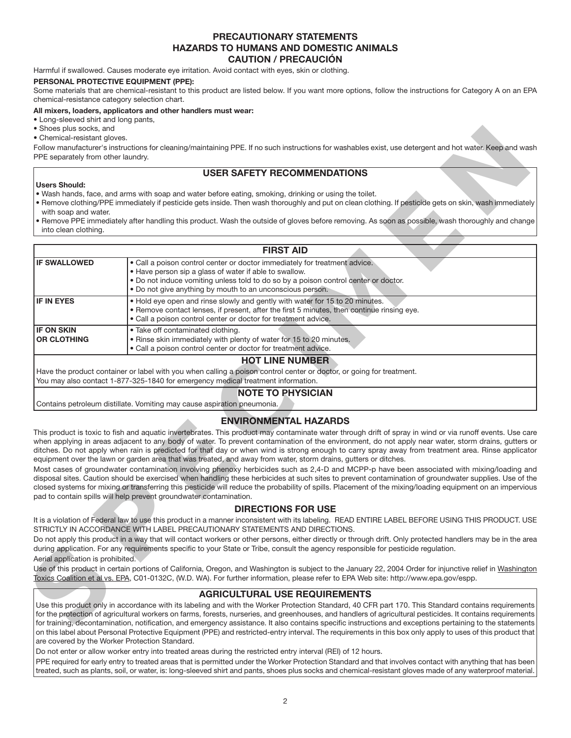## PRECAUTIONARY STATEMENTS
## HAZARDS TO HUMANS AND DOMESTIC ANIMALS
## CAUTION / PRECAUCIÓN

Harmful if swallowed. Causes moderate eye irritation. Avoid contact with eyes, skin or clothing.

**PERSONAL PROTECTIVE EQUIPMENT (PPE):**

Some materials that are chemical-resistant to this product are listed below. If you want more options, follow the instructions for Category A on an EPA chemical-resistance category selection chart.

**All mixers, loaders, applicators and other handlers must wear:**

- Long-sleeved shirt and long pants,
- Shoes plus socks, and
- Chemical-resistant gloves.

Follow manufacturer's instructions for cleaning/maintaining PPE. If no such instructions for washables exist, use detergent and hot water. Keep and wash PPE separately from other laundry.

### USER SAFETY RECOMMENDATIONS

**Users Should:**

- Wash hands, face, and arms with soap and water before eating, smoking, drinking or using the toilet.
- Remove clothing/PPE immediately if pesticide gets inside. Then wash thoroughly and put on clean clothing. If pesticide gets on skin, wash immediately with soap and water.
- Remove PPE immediately after handling this product. Wash the outside of gloves before removing. As soon as possible, wash thoroughly and change into clean clothing.

### FIRST AID

| | |
|---|---|
| **IF SWALLOWED** | • Call a poison control center or doctor immediately for treatment advice.<br>• Have person sip a glass of water if able to swallow.<br>• Do not induce vomiting unless told to do so by a poison control center or doctor.<br>• Do not give anything by mouth to an unconscious person. |
| **IF IN EYES** | • Hold eye open and rinse slowly and gently with water for 15 to 20 minutes.<br>• Remove contact lenses, if present, after the first 5 minutes, then continue rinsing eye.<br>• Call a poison control center or doctor for treatment advice. |
| **IF ON SKIN OR CLOTHING** | • Take off contaminated clothing.<br>• Rinse skin immediately with plenty of water for 15 to 20 minutes.<br>• Call a poison control center or doctor for treatment advice. |

### HOT LINE NUMBER

Have the product container or label with you when calling a poison control center or doctor, or going for treatment.
You may also contact 1-877-325-1840 for emergency medical treatment information.

### NOTE TO PHYSICIAN

Contains petroleum distillate. Vomiting may cause aspiration pneumonia.

### ENVIRONMENTAL HAZARDS

This product is toxic to fish and aquatic invertebrates. This product may contaminate water through drift of spray in wind or via runoff events. Use care when applying in areas adjacent to any body of water. To prevent contamination of the environment, do not apply near water, storm drains, gutters or ditches. Do not apply when rain is predicted for that day or when wind is strong enough to carry spray away from treatment area. Rinse applicator equipment over the lawn or garden area that was treated, and away from water, storm drains, gutters or ditches.

Most cases of groundwater contamination involving phenoxy herbicides such as 2,4-D and MCPP-p have been associated with mixing/loading and disposal sites. Caution should be exercised when handling these herbicides at such sites to prevent contamination of groundwater supplies. Use of the closed systems for mixing or transferring this pesticide will reduce the probability of spills. Placement of the mixing/loading equipment on an impervious pad to contain spills will help prevent groundwater contamination.

### DIRECTIONS FOR USE

It is a violation of Federal law to use this product in a manner inconsistent with its labeling. READ ENTIRE LABEL BEFORE USING THIS PRODUCT. USE STRICTLY IN ACCORDANCE WITH LABEL PRECAUTIONARY STATEMENTS AND DIRECTIONS.

Do not apply this product in a way that will contact workers or other persons, either directly or through drift. Only protected handlers may be in the area during application. For any requirements specific to your State or Tribe, consult the agency responsible for pesticide regulation.

Aerial application is prohibited.

Use of this product in certain portions of California, Oregon, and Washington is subject to the January 22, 2004 Order for injunctive relief in Washington Toxics Coalition et al vs. EPA, C01-0132C, (W.D. WA). For further information, please refer to EPA Web site: http://www.epa.gov/espp.

### AGRICULTURAL USE REQUIREMENTS

Use this product only in accordance with its labeling and with the Worker Protection Standard, 40 CFR part 170. This Standard contains requirements for the protection of agricultural workers on farms, forests, nurseries, and greenhouses, and handlers of agricultural pesticides. It contains requirements for training, decontamination, notification, and emergency assistance. It also contains specific instructions and exceptions pertaining to the statements on this label about Personal Protective Equipment (PPE) and restricted-entry interval. The requirements in this box only apply to uses of this product that are covered by the Worker Protection Standard.

Do not enter or allow worker entry into treated areas during the restricted entry interval (REI) of 12 hours.

PPE required for early entry to treated areas that is permitted under the Worker Protection Standard and that involves contact with anything that has been treated, such as plants, soil, or water, is: long-sleeved shirt and pants, shoes plus socks and chemical-resistant gloves made of any waterproof material.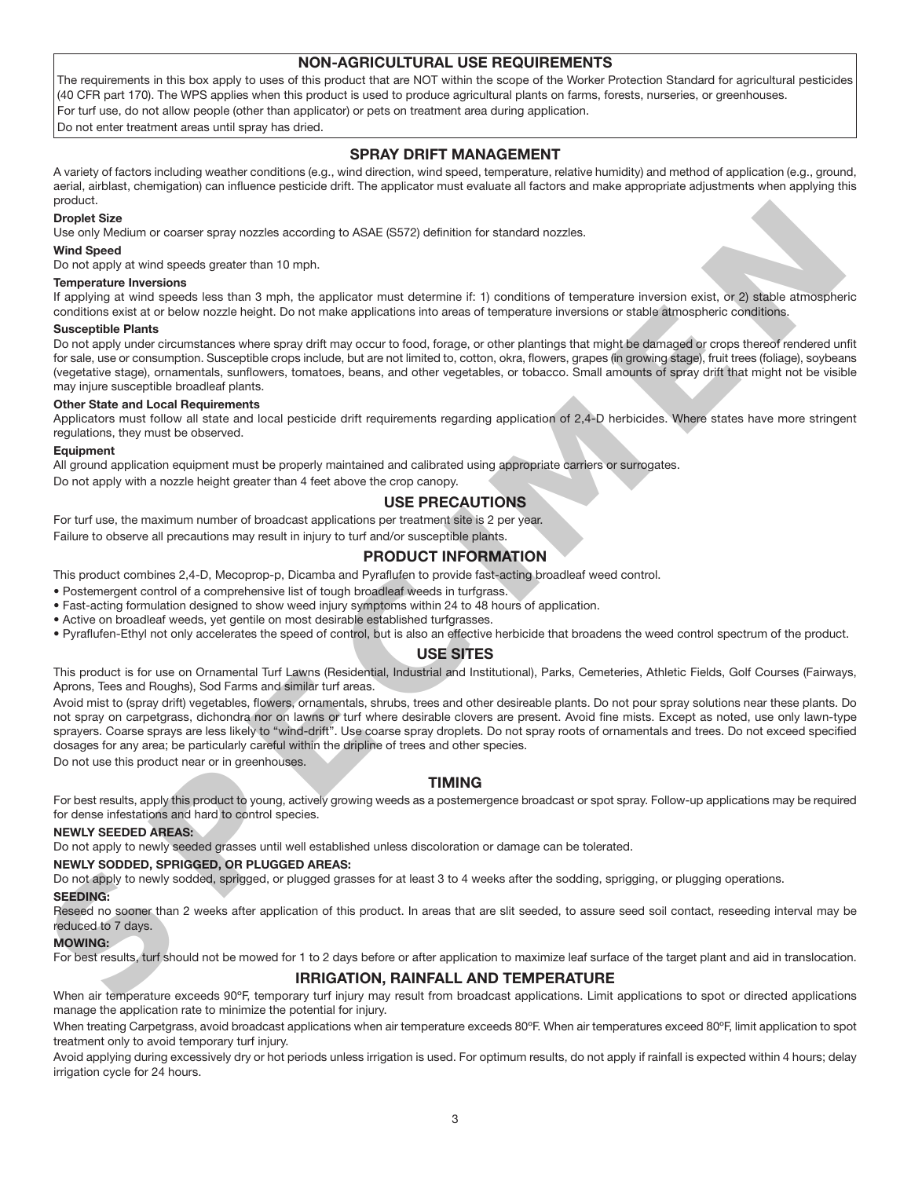## NON-AGRICULTURAL USE REQUIREMENTS

The requirements in this box apply to uses of this product that are NOT within the scope of the Worker Protection Standard for agricultural pesticides (40 CFR part 170). The WPS applies when this product is used to produce agricultural plants on farms, forests, nurseries, or greenhouses.

For turf use, do not allow people (other than applicator) or pets on treatment area during application.

Do not enter treatment areas until spray has dried.

## SPRAY DRIFT MANAGEMENT

A variety of factors including weather conditions (e.g., wind direction, wind speed, temperature, relative humidity) and method of application (e.g., ground, aerial, airblast, chemigation) can influence pesticide drift. The applicator must evaluate all factors and make appropriate adjustments when applying this product.

**Droplet Size**

Use only Medium or coarser spray nozzles according to ASAE (S572) definition for standard nozzles.

**Wind Speed**

Do not apply at wind speeds greater than 10 mph.

**Temperature Inversions**

If applying at wind speeds less than 3 mph, the applicator must determine if: 1) conditions of temperature inversion exist, or 2) stable atmospheric conditions exist at or below nozzle height. Do not make applications into areas of temperature inversions or stable atmospheric conditions.

**Susceptible Plants**

Do not apply under circumstances where spray drift may occur to food, forage, or other plantings that might be damaged or crops thereof rendered unfit for sale, use or consumption. Susceptible crops include, but are not limited to, cotton, okra, flowers, grapes (in growing stage), fruit trees (foliage), soybeans (vegetative stage), ornamentals, sunflowers, tomatoes, beans, and other vegetables, or tobacco. Small amounts of spray drift that might not be visible may injure susceptible broadleaf plants.

**Other State and Local Requirements**

Applicators must follow all state and local pesticide drift requirements regarding application of 2,4-D herbicides. Where states have more stringent regulations, they must be observed.

**Equipment**

All ground application equipment must be properly maintained and calibrated using appropriate carriers or surrogates.

Do not apply with a nozzle height greater than 4 feet above the crop canopy.

## USE PRECAUTIONS

For turf use, the maximum number of broadcast applications per treatment site is 2 per year.

Failure to observe all precautions may result in injury to turf and/or susceptible plants.

## PRODUCT INFORMATION

This product combines 2,4-D, Mecoprop-p, Dicamba and Pyraflufen to provide fast-acting broadleaf weed control.

- Postemergent control of a comprehensive list of tough broadleaf weeds in turfgrass.
- Fast-acting formulation designed to show weed injury symptoms within 24 to 48 hours of application.
- Active on broadleaf weeds, yet gentile on most desirable established turfgrasses.
- Pyraflufen-Ethyl not only accelerates the speed of control, but is also an effective herbicide that broadens the weed control spectrum of the product.

## USE SITES

This product is for use on Ornamental Turf Lawns (Residential, Industrial and Institutional), Parks, Cemeteries, Athletic Fields, Golf Courses (Fairways, Aprons, Tees and Roughs), Sod Farms and similar turf areas.

Avoid mist to (spray drift) vegetables, flowers, ornamentals, shrubs, trees and other desireable plants. Do not pour spray solutions near these plants. Do not spray on carpetgrass, dichondra nor on lawns or turf where desirable clovers are present. Avoid fine mists. Except as noted, use only lawn-type sprayers. Coarse sprays are less likely to "wind-drift". Use coarse spray droplets. Do not spray roots of ornamentals and trees. Do not exceed specified dosages for any area; be particularly careful within the dripline of trees and other species.

Do not use this product near or in greenhouses.

## TIMING

For best results, apply this product to young, actively growing weeds as a postemergence broadcast or spot spray. Follow-up applications may be required for dense infestations and hard to control species.

**NEWLY SEEDED AREAS:**

Do not apply to newly seeded grasses until well established unless discoloration or damage can be tolerated.

**NEWLY SODDED, SPRIGGED, OR PLUGGED AREAS:**

Do not apply to newly sodded, sprigged, or plugged grasses for at least 3 to 4 weeks after the sodding, sprigging, or plugging operations.

**SEEDING:**

Reseed no sooner than 2 weeks after application of this product. In areas that are slit seeded, to assure seed soil contact, reseeding interval may be reduced to 7 days.

**MOWING:**

For best results, turf should not be mowed for 1 to 2 days before or after application to maximize leaf surface of the target plant and aid in translocation.

## IRRIGATION, RAINFALL AND TEMPERATURE

When air temperature exceeds 90ºF, temporary turf injury may result from broadcast applications. Limit applications to spot or directed applications manage the application rate to minimize the potential for injury.

When treating Carpetgrass, avoid broadcast applications when air temperature exceeds 80ºF. When air temperatures exceed 80ºF, limit application to spot treatment only to avoid temporary turf injury.

Avoid applying during excessively dry or hot periods unless irrigation is used. For optimum results, do not apply if rainfall is expected within 4 hours; delay irrigation cycle for 24 hours.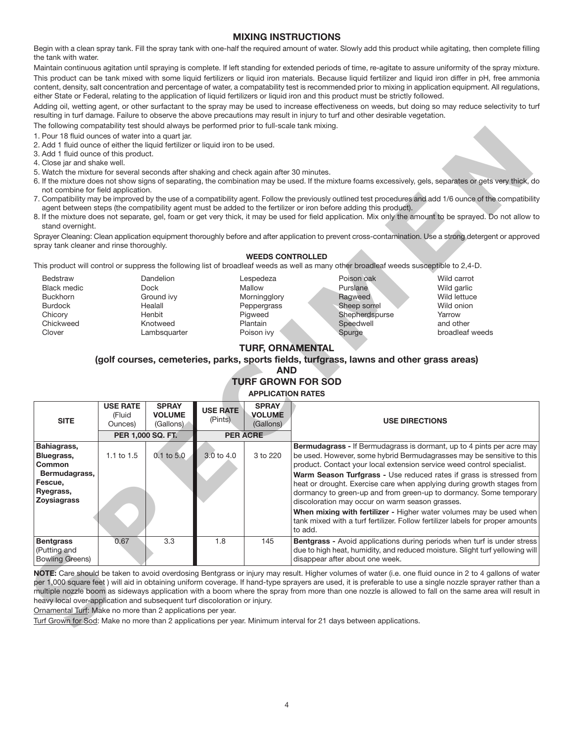## MIXING INSTRUCTIONS

Begin with a clean spray tank. Fill the spray tank with one-half the required amount of water. Slowly add this product while agitating, then complete filling the tank with water.

Maintain continuous agitation until spraying is complete. If left standing for extended periods of time, re-agitate to assure uniformity of the spray mixture.

This product can be tank mixed with some liquid fertilizers or liquid iron materials. Because liquid fertilizer and liquid iron differ in pH, free ammonia content, density, salt concentration and percentage of water, a compatability test is recommended prior to mixing in application equipment. All regulations, either State or Federal, relating to the application of liquid fertilizers or liquid iron and this product must be strictly followed.

Adding oil, wetting agent, or other surfactant to the spray may be used to increase effectiveness on weeds, but doing so may reduce selectivity to turf resulting in turf damage. Failure to observe the above precautions may result in injury to turf and other desirable vegetation.

The following compatability test should always be performed prior to full-scale tank mixing.

1. Pour 18 fluid ounces of water into a quart jar.
2. Add 1 fluid ounce of either the liquid fertilizer or liquid iron to be used.
3. Add 1 fluid ounce of this product.
4. Close jar and shake well.
5. Watch the mixture for several seconds after shaking and check again after 30 minutes.
6. If the mixture does not show signs of separating, the combination may be used. If the mixture foams excessively, gels, separates or gets very thick, do not combine for field application.
7. Compatibility may be improved by the use of a compatibility agent. Follow the previously outlined test procedures and add 1/6 ounce of the compatibility agent between steps (the compatibility agent must be added to the fertilizer or iron before adding this product).
8. If the mixture does not separate, gel, foam or get very thick, it may be used for field application. Mix only the amount to be sprayed. Do not allow to stand overnight.

Sprayer Cleaning: Clean application equipment thoroughly before and after application to prevent cross-contamination. Use a strong detergent or approved spray tank cleaner and rinse thoroughly.

### WEEDS CONTROLLED

This product will control or suppress the following list of broadleaf weeds as well as many other broadleaf weeds susceptible to 2,4-D.

| | | | | |
|---|---|---|---|---|
| Bedstraw | Dandelion | Lespedeza | Poison oak | Wild carrot |
| Black medic | Dock | Mallow | Purslane | Wild garlic |
| Buckhorn | Ground ivy | Morningglory | Ragweed | Wild lettuce |
| Burdock | Healall | Peppergrass | Sheep sorrel | Wild onion |
| Chicory | Henbit | Pigweed | Shepherdspurse | Yarrow |
| Chickweed | Knotweed | Plantain | Speedwell | and other |
| Clover | Lambsquarter | Poison ivy | Spurge | broadleaf weeds |

## TURF, ORNAMENTAL

### (golf courses, cemeteries, parks, sports fields, turfgrass, lawns and other grass areas)

### AND

### TURF GROWN FOR SOD

#### APPLICATION RATES

| SITE | USE RATE (Fluid Ounces) | SPRAY VOLUME (Gallons) | USE RATE (Pints) | SPRAY VOLUME (Gallons) | USE DIRECTIONS |
|---|---|---|---|---|---|
| | PER 1,000 SQ. FT. | | PER ACRE | | |
| **Bahiagrass, Bluegrass, Common Bermudagrass, Fescue, Ryegrass, Zoysiagrass** | 1.1 to 1.5 | 0.1 to 5.0 | 3.0 to 4.0 | 3 to 220 | **Bermudagrass -** If Bermudagrass is dormant, up to 4 pints per acre may be used. However, some hybrid Bermudagrasses may be sensitive to this product. Contact your local extension service weed control specialist. **Warm Season Turfgrass -** Use reduced rates if grass is stressed from heat or drought. Exercise care when applying during growth stages from dormancy to green-up and from green-up to dormancy. Some temporary discoloration may occur on warm season grasses. **When mixing with fertilizer -** Higher water volumes may be used when tank mixed with a turf fertilizer. Follow fertilizer labels for proper amounts to add. |
| **Bentgrass** (Putting and Bowling Greens) | 0.67 | 3.3 | 1.8 | 145 | **Bentgrass -** Avoid applications during periods when turf is under stress due to high heat, humidity, and reduced moisture. Slight turf yellowing will disappear after about one week. |

**NOTE:** Care should be taken to avoid overdosing Bentgrass or injury may result. Higher volumes of water (i.e. one fluid ounce in 2 to 4 gallons of water per 1,000 square feet ) will aid in obtaining uniform coverage. If hand-type sprayers are used, it is preferable to use a single nozzle sprayer rather than a multiple nozzle boom as sideways application with a boom where the spray from more than one nozzle is allowed to fall on the same area will result in heavy local over-application and subsequent turf discoloration or injury.

Ornamental Turf: Make no more than 2 applications per year.

Turf Grown for Sod: Make no more than 2 applications per year. Minimum interval for 21 days between applications.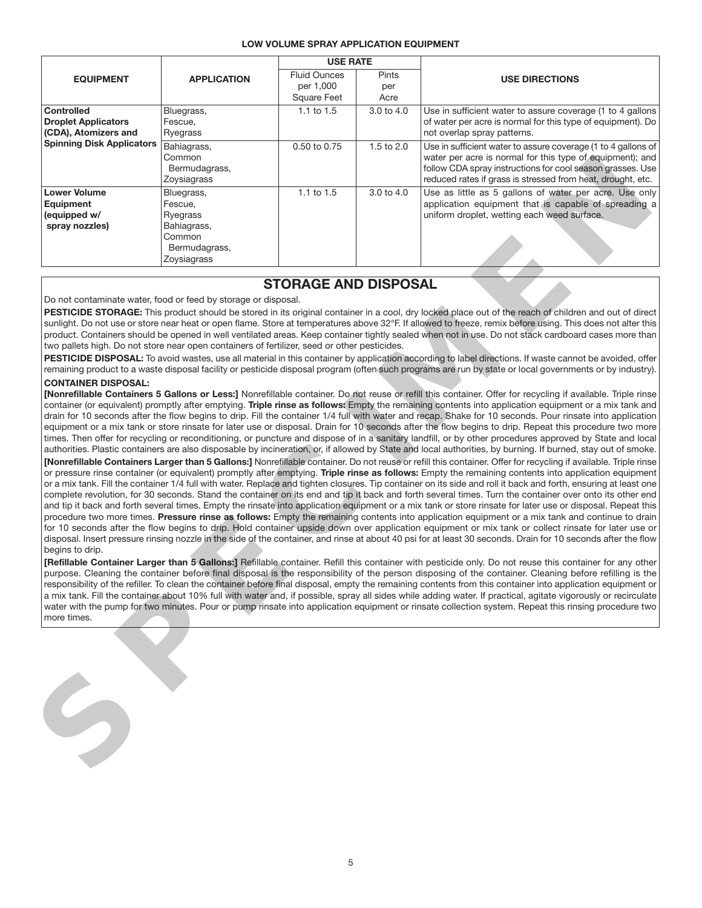**LOW VOLUME SPRAY APPLICATION EQUIPMENT**

| EQUIPMENT | APPLICATION | USE RATE | | USE DIRECTIONS |
|---|---|---|---|---|
| | | Fluid Ounces per 1,000 Square Feet | Pints per Acre | |
| **Controlled Droplet Applicators (CDA), Atomizers and Spinning Disk Applicators** | Bluegrass, Fescue, Ryegrass | 1.1 to 1.5 | 3.0 to 4.0 | Use in sufficient water to assure coverage (1 to 4 gallons of water per acre is normal for this type of equipment). Do not overlap spray patterns. |
| | Bahiagrass, Common Bermudagrass, Zoysiagrass | 0.50 to 0.75 | 1.5 to 2.0 | Use in sufficient water to assure coverage (1 to 4 gallons of water per acre is normal for this type of equipment); and follow CDA spray instructions for cool season grasses. Use reduced rates if grass is stressed from heat, drought, etc. |
| **Lower Volume Equipment (equipped w/ spray nozzles)** | Bluegrass, Fescue, Ryegrass Bahiagrass, Common Bermudagrass, Zoysiagrass | 1.1 to 1.5 | 3.0 to 4.0 | Use as little as 5 gallons of water per acre. Use only application equipment that is capable of spreading a uniform droplet, wetting each weed surface. |

## STORAGE AND DISPOSAL

Do not contaminate water, food or feed by storage or disposal.

**PESTICIDE STORAGE:** This product should be stored in its original container in a cool, dry locked place out of the reach of children and out of direct sunlight. Do not use or store near heat or open flame. Store at temperatures above 32°F. If allowed to freeze, remix before using. This does not alter this product. Containers should be opened in well ventilated areas. Keep container tightly sealed when not in use. Do not stack cardboard cases more than two pallets high. Do not store near open containers of fertilizer, seed or other pesticides.

**PESTICIDE DISPOSAL:** To avoid wastes, use all material in this container by application according to label directions. If waste cannot be avoided, offer remaining product to a waste disposal facility or pesticide disposal program (often such programs are run by state or local governments or by industry).

**CONTAINER DISPOSAL:**

**[Nonrefillable Containers 5 Gallons or Less:]** Nonrefillable container. Do not reuse or refill this container. Offer for recycling if available. Triple rinse container (or equivalent) promptly after emptying. **Triple rinse as follows:** Empty the remaining contents into application equipment or a mix tank and drain for 10 seconds after the flow begins to drip. Fill the container 1/4 full with water and recap. Shake for 10 seconds. Pour rinsate into application equipment or a mix tank or store rinsate for later use or disposal. Drain for 10 seconds after the flow begins to drip. Repeat this procedure two more times. Then offer for recycling or reconditioning, or puncture and dispose of in a sanitary landfill, or by other procedures approved by State and local authorities. Plastic containers are also disposable by incineration, or, if allowed by State and local authorities, by burning. If burned, stay out of smoke.

**[Nonrefillable Containers Larger than 5 Gallons:]** Nonrefillable container. Do not reuse or refill this container. Offer for recycling if available. Triple rinse or pressure rinse container (or equivalent) promptly after emptying. **Triple rinse as follows:** Empty the remaining contents into application equipment or a mix tank. Fill the container 1/4 full with water. Replace and tighten closures. Tip container on its side and roll it back and forth, ensuring at least one complete revolution, for 30 seconds. Stand the container on its end and tip it back and forth several times. Turn the container over onto its other end and tip it back and forth several times. Empty the rinsate into application equipment or a mix tank or store rinsate for later use or disposal. Repeat this procedure two more times. **Pressure rinse as follows:** Empty the remaining contents into application equipment or a mix tank and continue to drain for 10 seconds after the flow begins to drip. Hold container upside down over application equipment or mix tank or collect rinsate for later use or disposal. Insert pressure rinsing nozzle in the side of the container, and rinse at about 40 psi for at least 30 seconds. Drain for 10 seconds after the flow begins to drip.

**[Refillable Container Larger than 5 Gallons:]** Refillable container. Refill this container with pesticide only. Do not reuse this container for any other purpose. Cleaning the container before final disposal is the responsibility of the person disposing of the container. Cleaning before refilling is the responsibility of the refiller. To clean the container before final disposal, empty the remaining contents from this container into application equipment or a mix tank. Fill the container about 10% full with water and, if possible, spray all sides while adding water. If practical, agitate vigorously or recirculate water with the pump for two minutes. Pour or pump rinsate into application equipment or rinsate collection system. Repeat this rinsing procedure two more times.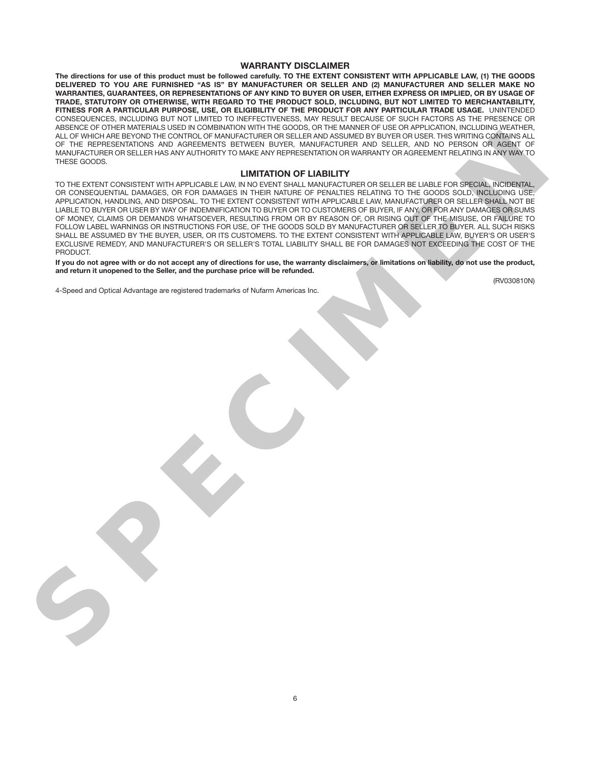## WARRANTY DISCLAIMER

**The directions for use of this product must be followed carefully. TO THE EXTENT CONSISTENT WITH APPLICABLE LAW, (1) THE GOODS DELIVERED TO YOU ARE FURNISHED "AS IS" BY MANUFACTURER OR SELLER AND (2) MANUFACTURER AND SELLER MAKE NO WARRANTIES, GUARANTEES, OR REPRESENTATIONS OF ANY KIND TO BUYER OR USER, EITHER EXPRESS OR IMPLIED, OR BY USAGE OF TRADE, STATUTORY OR OTHERWISE, WITH REGARD TO THE PRODUCT SOLD, INCLUDING, BUT NOT LIMITED TO MERCHANTABILITY, FITNESS FOR A PARTICULAR PURPOSE, USE, OR ELIGIBILITY OF THE PRODUCT FOR ANY PARTICULAR TRADE USAGE.** UNINTENDED CONSEQUENCES, INCLUDING BUT NOT LIMITED TO INEFFECTIVENESS, MAY RESULT BECAUSE OF SUCH FACTORS AS THE PRESENCE OR ABSENCE OF OTHER MATERIALS USED IN COMBINATION WITH THE GOODS, OR THE MANNER OF USE OR APPLICATION, INCLUDING WEATHER, ALL OF WHICH ARE BEYOND THE CONTROL OF MANUFACTURER OR SELLER AND ASSUMED BY BUYER OR USER. THIS WRITING CONTAINS ALL OF THE REPRESENTATIONS AND AGREEMENTS BETWEEN BUYER, MANUFACTURER AND SELLER, AND NO PERSON OR AGENT OF MANUFACTURER OR SELLER HAS ANY AUTHORITY TO MAKE ANY REPRESENTATION OR WARRANTY OR AGREEMENT RELATING IN ANY WAY TO THESE GOODS.

## LIMITATION OF LIABILITY

TO THE EXTENT CONSISTENT WITH APPLICABLE LAW, IN NO EVENT SHALL MANUFACTURER OR SELLER BE LIABLE FOR SPECIAL, INCIDENTAL, OR CONSEQUENTIAL DAMAGES, OR FOR DAMAGES IN THEIR NATURE OF PENALTIES RELATING TO THE GOODS SOLD, INCLUDING USE, APPLICATION, HANDLING, AND DISPOSAL. TO THE EXTENT CONSISTENT WITH APPLICABLE LAW, MANUFACTURER OR SELLER SHALL NOT BE LIABLE TO BUYER OR USER BY WAY OF INDEMNIFICATION TO BUYER OR TO CUSTOMERS OF BUYER, IF ANY, OR FOR ANY DAMAGES OR SUMS OF MONEY, CLAIMS OR DEMANDS WHATSOEVER, RESULTING FROM OR BY REASON OF, OR RISING OUT OF THE MISUSE, OR FAILURE TO FOLLOW LABEL WARNINGS OR INSTRUCTIONS FOR USE, OF THE GOODS SOLD BY MANUFACTURER OR SELLER TO BUYER. ALL SUCH RISKS SHALL BE ASSUMED BY THE BUYER, USER, OR ITS CUSTOMERS. TO THE EXTENT CONSISTENT WITH APPLICABLE LAW, BUYER'S OR USER'S EXCLUSIVE REMEDY, AND MANUFACTURER'S OR SELLER'S TOTAL LIABILITY SHALL BE FOR DAMAGES NOT EXCEEDING THE COST OF THE PRODUCT.

**If you do not agree with or do not accept any of directions for use, the warranty disclaimers, or limitations on liability, do not use the product, and return it unopened to the Seller, and the purchase price will be refunded.**

(RV030810N)

4-Speed and Optical Advantage are registered trademarks of Nufarm Americas Inc.